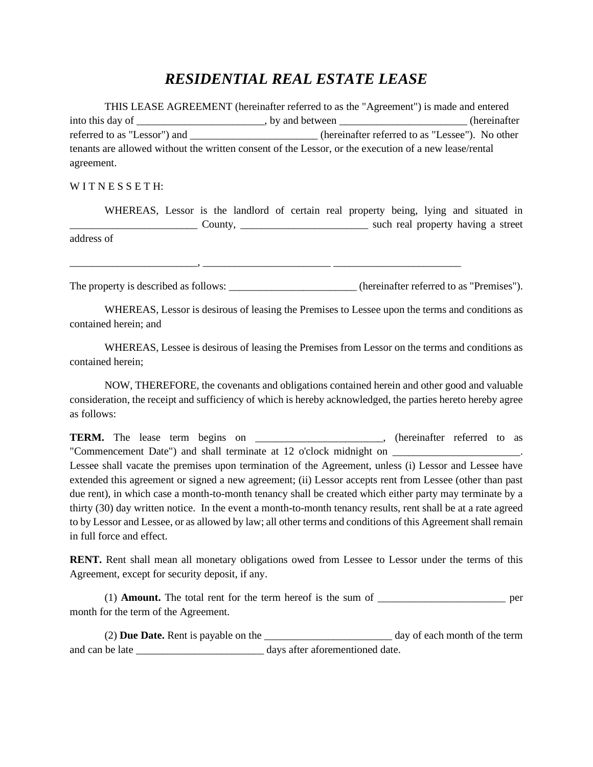# *RESIDENTIAL REAL ESTATE LEASE*

THIS LEASE AGREEMENT (hereinafter referred to as the "Agreement") is made and entered into this day of ________________________, by and between ________________________ (hereinafter referred to as "Lessor") and ________________________ (hereinafter referred to as "Lessee"). No other tenants are allowed without the written consent of the Lessor, or the execution of a new lease/rental agreement.

W I T N E S S E T H:

WHEREAS, Lessor is the landlord of certain real property being, lying and situated in ________________________ County, ________________________ such real property having a street address of

________________________, ________________________ ________________________

The property is described as follows: ________________________ (hereinafter referred to as "Premises").

WHEREAS, Lessor is desirous of leasing the Premises to Lessee upon the terms and conditions as contained herein; and

WHEREAS, Lessee is desirous of leasing the Premises from Lessor on the terms and conditions as contained herein;

NOW, THEREFORE, the covenants and obligations contained herein and other good and valuable consideration, the receipt and sufficiency of which is hereby acknowledged, the parties hereto hereby agree as follows:

**TERM.** The lease term begins on ________________________, (hereinafter referred to as "Commencement Date") and shall terminate at 12 o'clock midnight on ________________________. Lessee shall vacate the premises upon termination of the Agreement, unless (i) Lessor and Lessee have extended this agreement or signed a new agreement; (ii) Lessor accepts rent from Lessee (other than past due rent), in which case a month-to-month tenancy shall be created which either party may terminate by a thirty (30) day written notice. In the event a month-to-month tenancy results, rent shall be at a rate agreed to by Lessor and Lessee, or as allowed by law; all other terms and conditions of this Agreement shall remain in full force and effect.

**RENT.** Rent shall mean all monetary obligations owed from Lessee to Lessor under the terms of this Agreement, except for security deposit, if any.

(1) **Amount.** The total rent for the term hereof is the sum of ________________________ per month for the term of the Agreement.

(2) **Due Date.** Rent is payable on the ________________________ day of each month of the term and can be late ________________________ days after aforementioned date.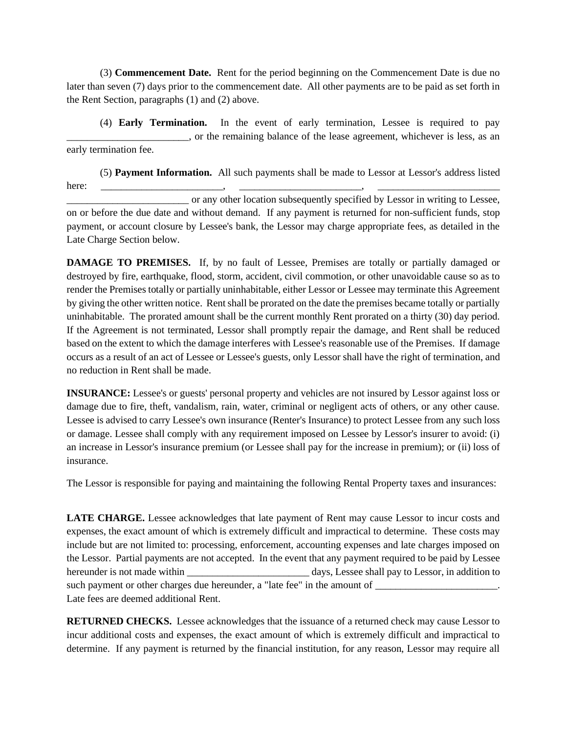(3) **Commencement Date.** Rent for the period beginning on the Commencement Date is due no later than seven (7) days prior to the commencement date. All other payments are to be paid as set forth in the Rent Section, paragraphs (1) and (2) above.

(4) **Early Termination.** In the event of early termination, Lessee is required to pay ________________________, or the remaining balance of the lease agreement, whichever is less, as an early termination fee.

(5) **Payment Information.** All such payments shall be made to Lessor at Lessor's address listed here: ________________________, ________________________, ________________________ ________________________ or any other location subsequently specified by Lessor in writing to Lessee, on or before the due date and without demand. If any payment is returned for non-sufficient funds, stop payment, or account closure by Lessee's bank, the Lessor may charge appropriate fees, as detailed in the Late Charge Section below.

**DAMAGE TO PREMISES.** If, by no fault of Lessee, Premises are totally or partially damaged or destroyed by fire, earthquake, flood, storm, accident, civil commotion, or other unavoidable cause so as to render the Premises totally or partially uninhabitable, either Lessor or Lessee may terminate this Agreement by giving the other written notice. Rent shall be prorated on the date the premises became totally or partially uninhabitable. The prorated amount shall be the current monthly Rent prorated on a thirty (30) day period. If the Agreement is not terminated, Lessor shall promptly repair the damage, and Rent shall be reduced based on the extent to which the damage interferes with Lessee's reasonable use of the Premises. If damage occurs as a result of an act of Lessee or Lessee's guests, only Lessor shall have the right of termination, and no reduction in Rent shall be made.

**INSURANCE:** Lessee's or guests' personal property and vehicles are not insured by Lessor against loss or damage due to fire, theft, vandalism, rain, water, criminal or negligent acts of others, or any other cause. Lessee is advised to carry Lessee's own insurance (Renter's Insurance) to protect Lessee from any such loss or damage. Lessee shall comply with any requirement imposed on Lessee by Lessor's insurer to avoid: (i) an increase in Lessor's insurance premium (or Lessee shall pay for the increase in premium); or (ii) loss of insurance.

The Lessor is responsible for paying and maintaining the following Rental Property taxes and insurances:

**LATE CHARGE.** Lessee acknowledges that late payment of Rent may cause Lessor to incur costs and expenses, the exact amount of which is extremely difficult and impractical to determine. These costs may include but are not limited to: processing, enforcement, accounting expenses and late charges imposed on the Lessor. Partial payments are not accepted. In the event that any payment required to be paid by Lessee hereunder is not made within ________________________ days, Lessee shall pay to Lessor, in addition to such payment or other charges due hereunder, a "late fee" in the amount of ________________________. Late fees are deemed additional Rent.

**RETURNED CHECKS.** Lessee acknowledges that the issuance of a returned check may cause Lessor to incur additional costs and expenses, the exact amount of which is extremely difficult and impractical to determine. If any payment is returned by the financial institution, for any reason, Lessor may require all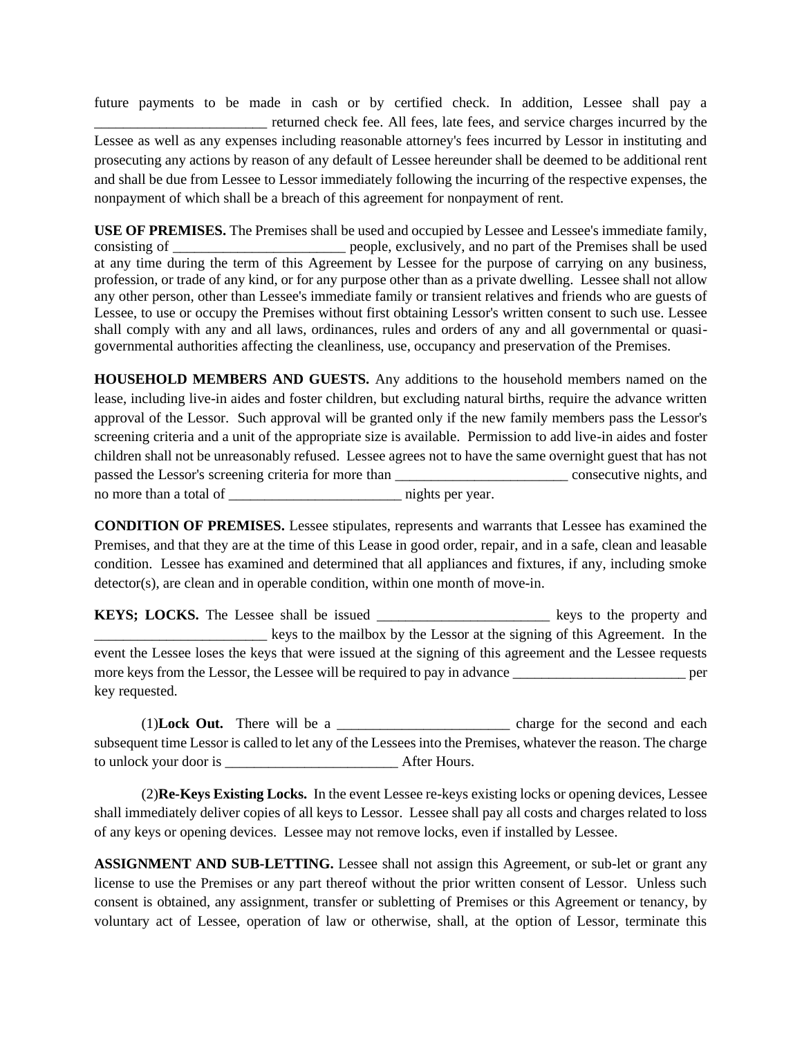future payments to be made in cash or by certified check. In addition, Lessee shall pay a ________________________ returned check fee. All fees, late fees, and service charges incurred by the Lessee as well as any expenses including reasonable attorney's fees incurred by Lessor in instituting and prosecuting any actions by reason of any default of Lessee hereunder shall be deemed to be additional rent and shall be due from Lessee to Lessor immediately following the incurring of the respective expenses, the nonpayment of which shall be a breach of this agreement for nonpayment of rent.

**USE OF PREMISES.** The Premises shall be used and occupied by Lessee and Lessee's immediate family, consisting of ________________________ people, exclusively, and no part of the Premises shall be used at any time during the term of this Agreement by Lessee for the purpose of carrying on any business, profession, or trade of any kind, or for any purpose other than as a private dwelling. Lessee shall not allow any other person, other than Lessee's immediate family or transient relatives and friends who are guests of Lessee, to use or occupy the Premises without first obtaining Lessor's written consent to such use. Lessee shall comply with any and all laws, ordinances, rules and orders of any and all governmental or quasi-governmental authorities affecting the cleanliness, use, occupancy and preservation of the Premises.

**HOUSEHOLD MEMBERS AND GUESTS.** Any additions to the household members named on the lease, including live-in aides and foster children, but excluding natural births, require the advance written approval of the Lessor. Such approval will be granted only if the new family members pass the Lessor's screening criteria and a unit of the appropriate size is available. Permission to add live-in aides and foster children shall not be unreasonably refused. Lessee agrees not to have the same overnight guest that has not passed the Lessor's screening criteria for more than ________________________ consecutive nights, and no more than a total of ________________________ nights per year.

**CONDITION OF PREMISES.** Lessee stipulates, represents and warrants that Lessee has examined the Premises, and that they are at the time of this Lease in good order, repair, and in a safe, clean and leasable condition. Lessee has examined and determined that all appliances and fixtures, if any, including smoke detector(s), are clean and in operable condition, within one month of move-in.

**KEYS; LOCKS.** The Lessee shall be issued ________________________ keys to the property and ________________________ keys to the mailbox by the Lessor at the signing of this Agreement. In the event the Lessee loses the keys that were issued at the signing of this agreement and the Lessee requests more keys from the Lessor, the Lessee will be required to pay in advance ________________________ per key requested.

(1)**Lock Out.** There will be a ________________________ charge for the second and each subsequent time Lessor is called to let any of the Lessees into the Premises, whatever the reason. The charge to unlock your door is ________________________ After Hours.

(2)**Re-Keys Existing Locks.** In the event Lessee re-keys existing locks or opening devices, Lessee shall immediately deliver copies of all keys to Lessor. Lessee shall pay all costs and charges related to loss of any keys or opening devices. Lessee may not remove locks, even if installed by Lessee.

**ASSIGNMENT AND SUB-LETTING.** Lessee shall not assign this Agreement, or sub-let or grant any license to use the Premises or any part thereof without the prior written consent of Lessor. Unless such consent is obtained, any assignment, transfer or subletting of Premises or this Agreement or tenancy, by voluntary act of Lessee, operation of law or otherwise, shall, at the option of Lessor, terminate this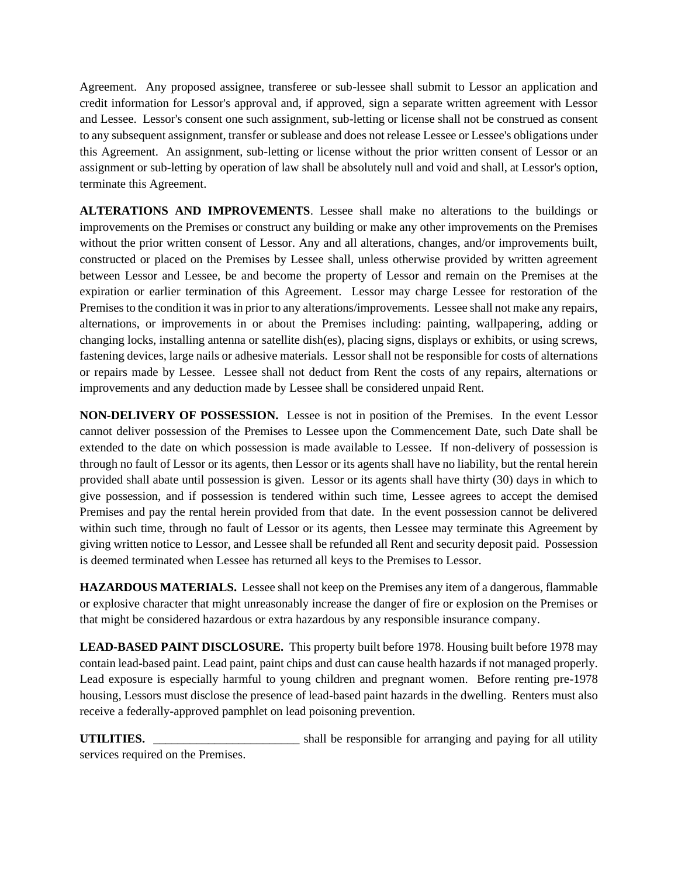Agreement. Any proposed assignee, transferee or sub-lessee shall submit to Lessor an application and credit information for Lessor's approval and, if approved, sign a separate written agreement with Lessor and Lessee. Lessor's consent one such assignment, sub-letting or license shall not be construed as consent to any subsequent assignment, transfer or sublease and does not release Lessee or Lessee's obligations under this Agreement. An assignment, sub-letting or license without the prior written consent of Lessor or an assignment or sub-letting by operation of law shall be absolutely null and void and shall, at Lessor's option, terminate this Agreement.

**ALTERATIONS AND IMPROVEMENTS**. Lessee shall make no alterations to the buildings or improvements on the Premises or construct any building or make any other improvements on the Premises without the prior written consent of Lessor. Any and all alterations, changes, and/or improvements built, constructed or placed on the Premises by Lessee shall, unless otherwise provided by written agreement between Lessor and Lessee, be and become the property of Lessor and remain on the Premises at the expiration or earlier termination of this Agreement. Lessor may charge Lessee for restoration of the Premises to the condition it was in prior to any alterations/improvements. Lessee shall not make any repairs, alternations, or improvements in or about the Premises including: painting, wallpapering, adding or changing locks, installing antenna or satellite dish(es), placing signs, displays or exhibits, or using screws, fastening devices, large nails or adhesive materials. Lessor shall not be responsible for costs of alternations or repairs made by Lessee. Lessee shall not deduct from Rent the costs of any repairs, alternations or improvements and any deduction made by Lessee shall be considered unpaid Rent.

**NON-DELIVERY OF POSSESSION.** Lessee is not in position of the Premises. In the event Lessor cannot deliver possession of the Premises to Lessee upon the Commencement Date, such Date shall be extended to the date on which possession is made available to Lessee. If non-delivery of possession is through no fault of Lessor or its agents, then Lessor or its agents shall have no liability, but the rental herein provided shall abate until possession is given. Lessor or its agents shall have thirty (30) days in which to give possession, and if possession is tendered within such time, Lessee agrees to accept the demised Premises and pay the rental herein provided from that date. In the event possession cannot be delivered within such time, through no fault of Lessor or its agents, then Lessee may terminate this Agreement by giving written notice to Lessor, and Lessee shall be refunded all Rent and security deposit paid. Possession is deemed terminated when Lessee has returned all keys to the Premises to Lessor.

**HAZARDOUS MATERIALS.** Lessee shall not keep on the Premises any item of a dangerous, flammable or explosive character that might unreasonably increase the danger of fire or explosion on the Premises or that might be considered hazardous or extra hazardous by any responsible insurance company.

**LEAD-BASED PAINT DISCLOSURE.** This property built before 1978. Housing built before 1978 may contain lead-based paint. Lead paint, paint chips and dust can cause health hazards if not managed properly. Lead exposure is especially harmful to young children and pregnant women. Before renting pre-1978 housing, Lessors must disclose the presence of lead-based paint hazards in the dwelling. Renters must also receive a federally-approved pamphlet on lead poisoning prevention.

**UTILITIES.** ________________________ shall be responsible for arranging and paying for all utility services required on the Premises.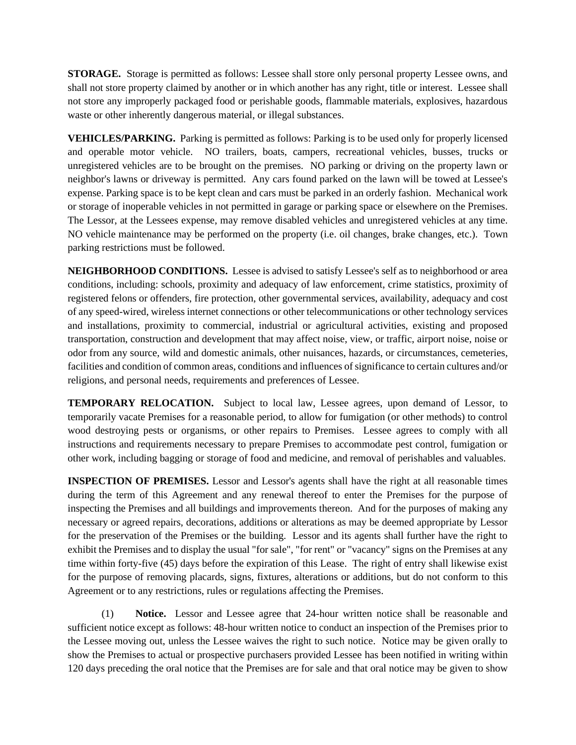**STORAGE.** Storage is permitted as follows: Lessee shall store only personal property Lessee owns, and shall not store property claimed by another or in which another has any right, title or interest. Lessee shall not store any improperly packaged food or perishable goods, flammable materials, explosives, hazardous waste or other inherently dangerous material, or illegal substances.

**VEHICLES/PARKING.** Parking is permitted as follows: Parking is to be used only for properly licensed and operable motor vehicle. NO trailers, boats, campers, recreational vehicles, busses, trucks or unregistered vehicles are to be brought on the premises. NO parking or driving on the property lawn or neighbor's lawns or driveway is permitted. Any cars found parked on the lawn will be towed at Lessee's expense. Parking space is to be kept clean and cars must be parked in an orderly fashion. Mechanical work or storage of inoperable vehicles in not permitted in garage or parking space or elsewhere on the Premises. The Lessor, at the Lessees expense, may remove disabled vehicles and unregistered vehicles at any time. NO vehicle maintenance may be performed on the property (i.e. oil changes, brake changes, etc.). Town parking restrictions must be followed.

**NEIGHBORHOOD CONDITIONS.** Lessee is advised to satisfy Lessee's self as to neighborhood or area conditions, including: schools, proximity and adequacy of law enforcement, crime statistics, proximity of registered felons or offenders, fire protection, other governmental services, availability, adequacy and cost of any speed-wired, wireless internet connections or other telecommunications or other technology services and installations, proximity to commercial, industrial or agricultural activities, existing and proposed transportation, construction and development that may affect noise, view, or traffic, airport noise, noise or odor from any source, wild and domestic animals, other nuisances, hazards, or circumstances, cemeteries, facilities and condition of common areas, conditions and influences of significance to certain cultures and/or religions, and personal needs, requirements and preferences of Lessee.

**TEMPORARY RELOCATION.** Subject to local law, Lessee agrees, upon demand of Lessor, to temporarily vacate Premises for a reasonable period, to allow for fumigation (or other methods) to control wood destroying pests or organisms, or other repairs to Premises. Lessee agrees to comply with all instructions and requirements necessary to prepare Premises to accommodate pest control, fumigation or other work, including bagging or storage of food and medicine, and removal of perishables and valuables.

**INSPECTION OF PREMISES.** Lessor and Lessor's agents shall have the right at all reasonable times during the term of this Agreement and any renewal thereof to enter the Premises for the purpose of inspecting the Premises and all buildings and improvements thereon. And for the purposes of making any necessary or agreed repairs, decorations, additions or alterations as may be deemed appropriate by Lessor for the preservation of the Premises or the building. Lessor and its agents shall further have the right to exhibit the Premises and to display the usual "for sale", "for rent" or "vacancy" signs on the Premises at any time within forty-five (45) days before the expiration of this Lease. The right of entry shall likewise exist for the purpose of removing placards, signs, fixtures, alterations or additions, but do not conform to this Agreement or to any restrictions, rules or regulations affecting the Premises.

(1) **Notice.** Lessor and Lessee agree that 24-hour written notice shall be reasonable and sufficient notice except as follows: 48-hour written notice to conduct an inspection of the Premises prior to the Lessee moving out, unless the Lessee waives the right to such notice. Notice may be given orally to show the Premises to actual or prospective purchasers provided Lessee has been notified in writing within 120 days preceding the oral notice that the Premises are for sale and that oral notice may be given to show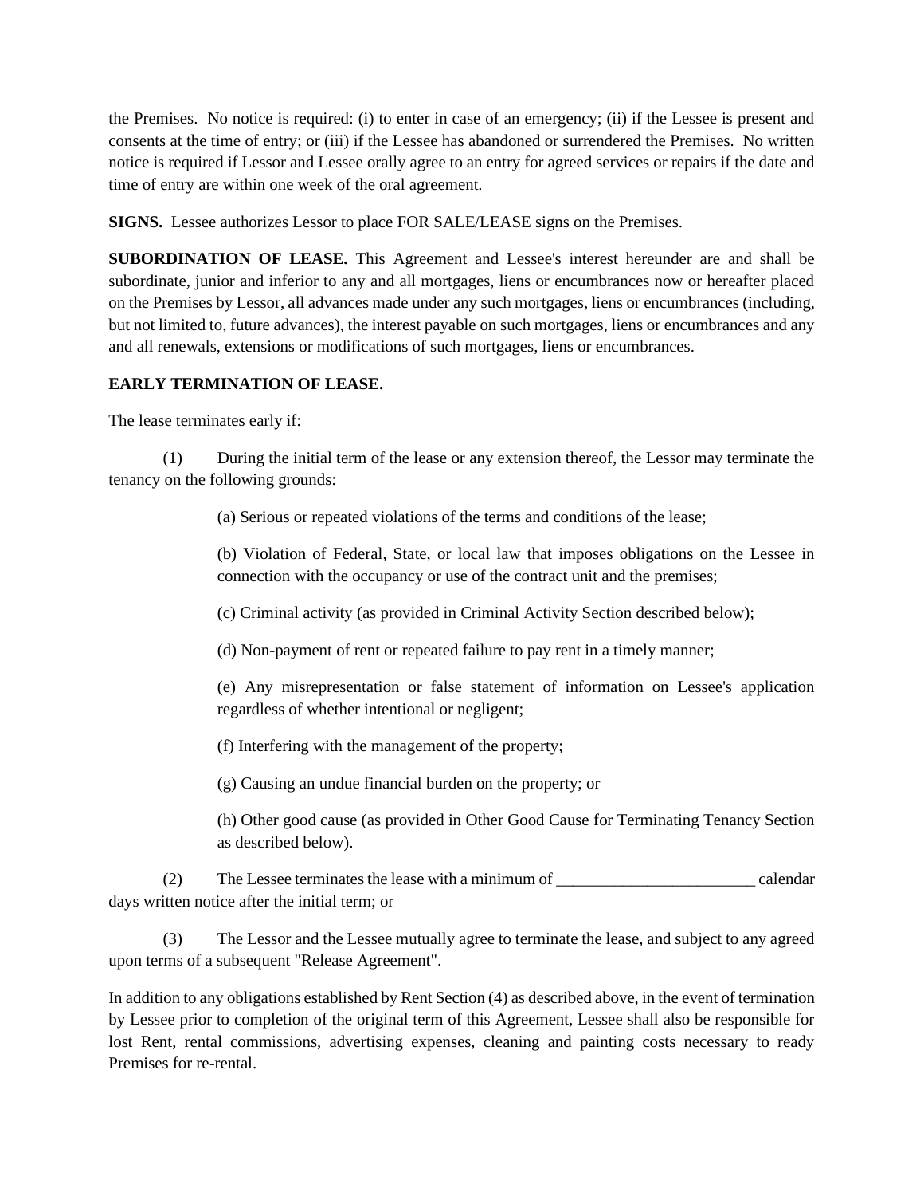the Premises. No notice is required: (i) to enter in case of an emergency; (ii) if the Lessee is present and consents at the time of entry; or (iii) if the Lessee has abandoned or surrendered the Premises. No written notice is required if Lessor and Lessee orally agree to an entry for agreed services or repairs if the date and time of entry are within one week of the oral agreement.

**SIGNS.** Lessee authorizes Lessor to place FOR SALE/LEASE signs on the Premises.

**SUBORDINATION OF LEASE.** This Agreement and Lessee's interest hereunder are and shall be subordinate, junior and inferior to any and all mortgages, liens or encumbrances now or hereafter placed on the Premises by Lessor, all advances made under any such mortgages, liens or encumbrances (including, but not limited to, future advances), the interest payable on such mortgages, liens or encumbrances and any and all renewals, extensions or modifications of such mortgages, liens or encumbrances.

**EARLY TERMINATION OF LEASE.**

The lease terminates early if:

(1) During the initial term of the lease or any extension thereof, the Lessor may terminate the tenancy on the following grounds:

> (a) Serious or repeated violations of the terms and conditions of the lease;
>
> (b) Violation of Federal, State, or local law that imposes obligations on the Lessee in connection with the occupancy or use of the contract unit and the premises;
>
> (c) Criminal activity (as provided in Criminal Activity Section described below);
>
> (d) Non-payment of rent or repeated failure to pay rent in a timely manner;
>
> (e) Any misrepresentation or false statement of information on Lessee's application regardless of whether intentional or negligent;
>
> (f) Interfering with the management of the property;
>
> (g) Causing an undue financial burden on the property; or
>
> (h) Other good cause (as provided in Other Good Cause for Terminating Tenancy Section as described below).

(2) The Lessee terminates the lease with a minimum of ________________________ calendar days written notice after the initial term; or

(3) The Lessor and the Lessee mutually agree to terminate the lease, and subject to any agreed upon terms of a subsequent "Release Agreement".

In addition to any obligations established by Rent Section (4) as described above, in the event of termination by Lessee prior to completion of the original term of this Agreement, Lessee shall also be responsible for lost Rent, rental commissions, advertising expenses, cleaning and painting costs necessary to ready Premises for re-rental.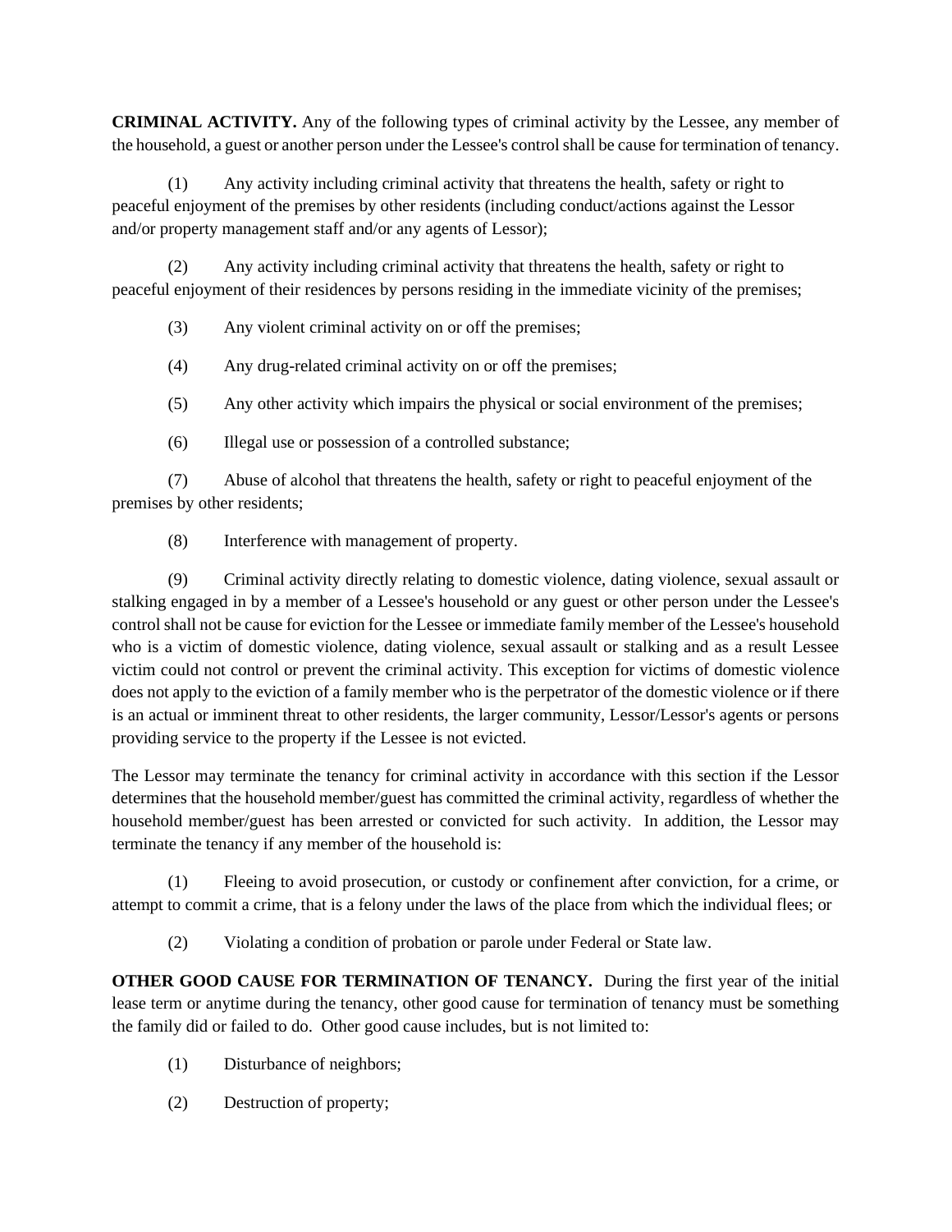**CRIMINAL ACTIVITY.** Any of the following types of criminal activity by the Lessee, any member of the household, a guest or another person under the Lessee's control shall be cause for termination of tenancy.

(1) Any activity including criminal activity that threatens the health, safety or right to peaceful enjoyment of the premises by other residents (including conduct/actions against the Lessor and/or property management staff and/or any agents of Lessor);

(2) Any activity including criminal activity that threatens the health, safety or right to peaceful enjoyment of their residences by persons residing in the immediate vicinity of the premises;

(3) Any violent criminal activity on or off the premises;

(4) Any drug-related criminal activity on or off the premises;

(5) Any other activity which impairs the physical or social environment of the premises;

(6) Illegal use or possession of a controlled substance;

(7) Abuse of alcohol that threatens the health, safety or right to peaceful enjoyment of the premises by other residents;

(8) Interference with management of property.

(9) Criminal activity directly relating to domestic violence, dating violence, sexual assault or stalking engaged in by a member of a Lessee's household or any guest or other person under the Lessee's control shall not be cause for eviction for the Lessee or immediate family member of the Lessee's household who is a victim of domestic violence, dating violence, sexual assault or stalking and as a result Lessee victim could not control or prevent the criminal activity. This exception for victims of domestic violence does not apply to the eviction of a family member who is the perpetrator of the domestic violence or if there is an actual or imminent threat to other residents, the larger community, Lessor/Lessor's agents or persons providing service to the property if the Lessee is not evicted.

The Lessor may terminate the tenancy for criminal activity in accordance with this section if the Lessor determines that the household member/guest has committed the criminal activity, regardless of whether the household member/guest has been arrested or convicted for such activity. In addition, the Lessor may terminate the tenancy if any member of the household is:

(1) Fleeing to avoid prosecution, or custody or confinement after conviction, for a crime, or attempt to commit a crime, that is a felony under the laws of the place from which the individual flees; or

(2) Violating a condition of probation or parole under Federal or State law.

**OTHER GOOD CAUSE FOR TERMINATION OF TENANCY.** During the first year of the initial lease term or anytime during the tenancy, other good cause for termination of tenancy must be something the family did or failed to do. Other good cause includes, but is not limited to:

(1) Disturbance of neighbors;

(2) Destruction of property;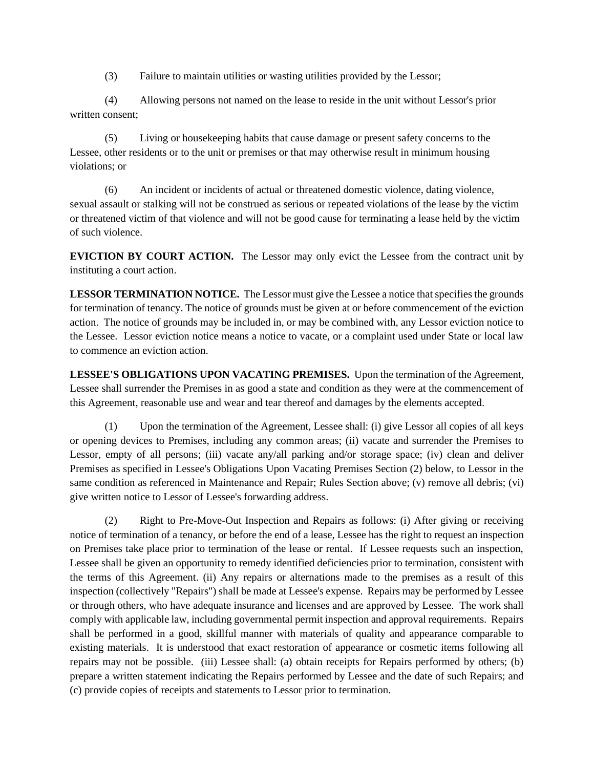(3) Failure to maintain utilities or wasting utilities provided by the Lessor;

(4) Allowing persons not named on the lease to reside in the unit without Lessor's prior written consent;

(5) Living or housekeeping habits that cause damage or present safety concerns to the Lessee, other residents or to the unit or premises or that may otherwise result in minimum housing violations; or

(6) An incident or incidents of actual or threatened domestic violence, dating violence, sexual assault or stalking will not be construed as serious or repeated violations of the lease by the victim or threatened victim of that violence and will not be good cause for terminating a lease held by the victim of such violence.

**EVICTION BY COURT ACTION.** The Lessor may only evict the Lessee from the contract unit by instituting a court action.

**LESSOR TERMINATION NOTICE.** The Lessor must give the Lessee a notice that specifies the grounds for termination of tenancy. The notice of grounds must be given at or before commencement of the eviction action. The notice of grounds may be included in, or may be combined with, any Lessor eviction notice to the Lessee. Lessor eviction notice means a notice to vacate, or a complaint used under State or local law to commence an eviction action.

**LESSEE'S OBLIGATIONS UPON VACATING PREMISES.** Upon the termination of the Agreement, Lessee shall surrender the Premises in as good a state and condition as they were at the commencement of this Agreement, reasonable use and wear and tear thereof and damages by the elements accepted.

(1) Upon the termination of the Agreement, Lessee shall: (i) give Lessor all copies of all keys or opening devices to Premises, including any common areas; (ii) vacate and surrender the Premises to Lessor, empty of all persons; (iii) vacate any/all parking and/or storage space; (iv) clean and deliver Premises as specified in Lessee's Obligations Upon Vacating Premises Section (2) below, to Lessor in the same condition as referenced in Maintenance and Repair; Rules Section above; (v) remove all debris; (vi) give written notice to Lessor of Lessee's forwarding address.

(2) Right to Pre-Move-Out Inspection and Repairs as follows: (i) After giving or receiving notice of termination of a tenancy, or before the end of a lease, Lessee has the right to request an inspection on Premises take place prior to termination of the lease or rental. If Lessee requests such an inspection, Lessee shall be given an opportunity to remedy identified deficiencies prior to termination, consistent with the terms of this Agreement. (ii) Any repairs or alternations made to the premises as a result of this inspection (collectively "Repairs") shall be made at Lessee's expense. Repairs may be performed by Lessee or through others, who have adequate insurance and licenses and are approved by Lessee. The work shall comply with applicable law, including governmental permit inspection and approval requirements. Repairs shall be performed in a good, skillful manner with materials of quality and appearance comparable to existing materials. It is understood that exact restoration of appearance or cosmetic items following all repairs may not be possible. (iii) Lessee shall: (a) obtain receipts for Repairs performed by others; (b) prepare a written statement indicating the Repairs performed by Lessee and the date of such Repairs; and (c) provide copies of receipts and statements to Lessor prior to termination.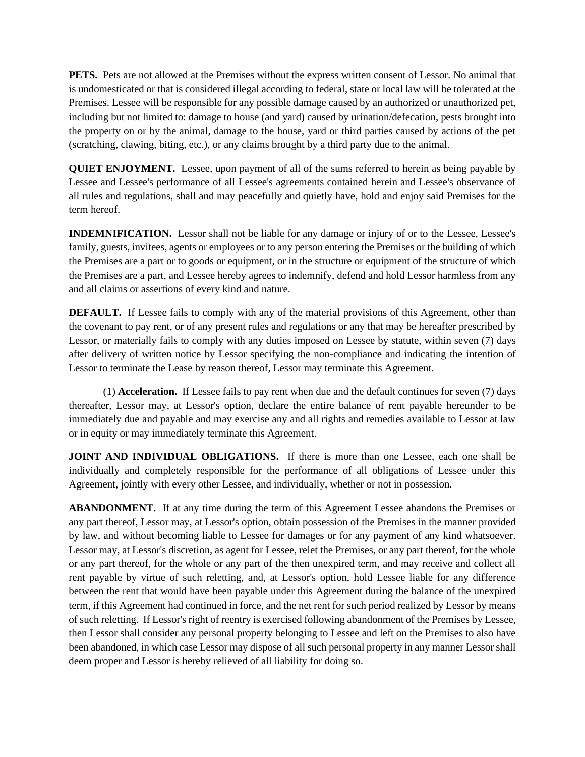**PETS.** Pets are not allowed at the Premises without the express written consent of Lessor. No animal that is undomesticated or that is considered illegal according to federal, state or local law will be tolerated at the Premises. Lessee will be responsible for any possible damage caused by an authorized or unauthorized pet, including but not limited to: damage to house (and yard) caused by urination/defecation, pests brought into the property on or by the animal, damage to the house, yard or third parties caused by actions of the pet (scratching, clawing, biting, etc.), or any claims brought by a third party due to the animal.

**QUIET ENJOYMENT.** Lessee, upon payment of all of the sums referred to herein as being payable by Lessee and Lessee's performance of all Lessee's agreements contained herein and Lessee's observance of all rules and regulations, shall and may peacefully and quietly have, hold and enjoy said Premises for the term hereof.

**INDEMNIFICATION.** Lessor shall not be liable for any damage or injury of or to the Lessee, Lessee's family, guests, invitees, agents or employees or to any person entering the Premises or the building of which the Premises are a part or to goods or equipment, or in the structure or equipment of the structure of which the Premises are a part, and Lessee hereby agrees to indemnify, defend and hold Lessor harmless from any and all claims or assertions of every kind and nature.

**DEFAULT.** If Lessee fails to comply with any of the material provisions of this Agreement, other than the covenant to pay rent, or of any present rules and regulations or any that may be hereafter prescribed by Lessor, or materially fails to comply with any duties imposed on Lessee by statute, within seven (7) days after delivery of written notice by Lessor specifying the non-compliance and indicating the intention of Lessor to terminate the Lease by reason thereof, Lessor may terminate this Agreement.

(1) **Acceleration.** If Lessee fails to pay rent when due and the default continues for seven (7) days thereafter, Lessor may, at Lessor's option, declare the entire balance of rent payable hereunder to be immediately due and payable and may exercise any and all rights and remedies available to Lessor at law or in equity or may immediately terminate this Agreement.

**JOINT AND INDIVIDUAL OBLIGATIONS.** If there is more than one Lessee, each one shall be individually and completely responsible for the performance of all obligations of Lessee under this Agreement, jointly with every other Lessee, and individually, whether or not in possession.

**ABANDONMENT.** If at any time during the term of this Agreement Lessee abandons the Premises or any part thereof, Lessor may, at Lessor's option, obtain possession of the Premises in the manner provided by law, and without becoming liable to Lessee for damages or for any payment of any kind whatsoever. Lessor may, at Lessor's discretion, as agent for Lessee, relet the Premises, or any part thereof, for the whole or any part thereof, for the whole or any part of the then unexpired term, and may receive and collect all rent payable by virtue of such reletting, and, at Lessor's option, hold Lessee liable for any difference between the rent that would have been payable under this Agreement during the balance of the unexpired term, if this Agreement had continued in force, and the net rent for such period realized by Lessor by means of such reletting. If Lessor's right of reentry is exercised following abandonment of the Premises by Lessee, then Lessor shall consider any personal property belonging to Lessee and left on the Premises to also have been abandoned, in which case Lessor may dispose of all such personal property in any manner Lessor shall deem proper and Lessor is hereby relieved of all liability for doing so.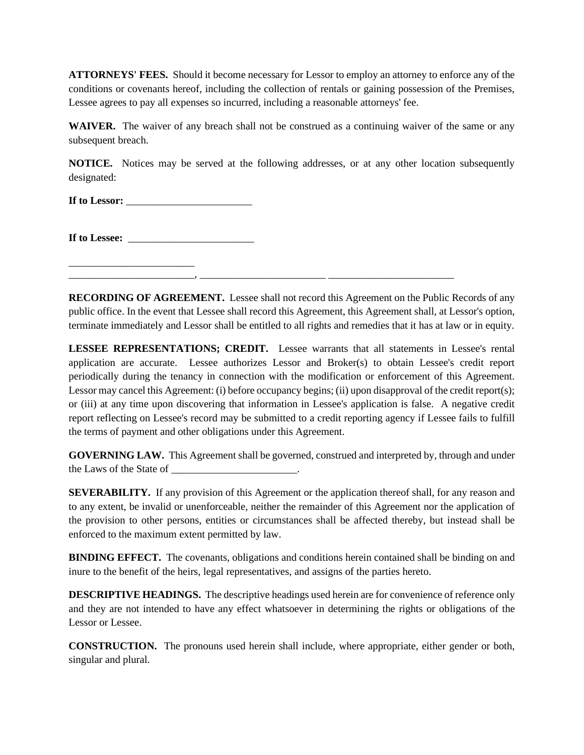**ATTORNEYS' FEES.** Should it become necessary for Lessor to employ an attorney to enforce any of the conditions or covenants hereof, including the collection of rentals or gaining possession of the Premises, Lessee agrees to pay all expenses so incurred, including a reasonable attorneys' fee.

**WAIVER.** The waiver of any breach shall not be construed as a continuing waiver of the same or any subsequent breach.

**NOTICE.** Notices may be served at the following addresses, or at any other location subsequently designated:

**If to Lessor:** ________________________

**If to Lessee:** ________________________

________________________
________________________, ________________________ ________________________

**RECORDING OF AGREEMENT.** Lessee shall not record this Agreement on the Public Records of any public office. In the event that Lessee shall record this Agreement, this Agreement shall, at Lessor's option, terminate immediately and Lessor shall be entitled to all rights and remedies that it has at law or in equity.

**LESSEE REPRESENTATIONS; CREDIT.** Lessee warrants that all statements in Lessee's rental application are accurate. Lessee authorizes Lessor and Broker(s) to obtain Lessee's credit report periodically during the tenancy in connection with the modification or enforcement of this Agreement. Lessor may cancel this Agreement: (i) before occupancy begins; (ii) upon disapproval of the credit report(s); or (iii) at any time upon discovering that information in Lessee's application is false. A negative credit report reflecting on Lessee's record may be submitted to a credit reporting agency if Lessee fails to fulfill the terms of payment and other obligations under this Agreement.

**GOVERNING LAW.** This Agreement shall be governed, construed and interpreted by, through and under the Laws of the State of ________________________.

**SEVERABILITY.** If any provision of this Agreement or the application thereof shall, for any reason and to any extent, be invalid or unenforceable, neither the remainder of this Agreement nor the application of the provision to other persons, entities or circumstances shall be affected thereby, but instead shall be enforced to the maximum extent permitted by law.

**BINDING EFFECT.** The covenants, obligations and conditions herein contained shall be binding on and inure to the benefit of the heirs, legal representatives, and assigns of the parties hereto.

**DESCRIPTIVE HEADINGS.** The descriptive headings used herein are for convenience of reference only and they are not intended to have any effect whatsoever in determining the rights or obligations of the Lessor or Lessee.

**CONSTRUCTION.** The pronouns used herein shall include, where appropriate, either gender or both, singular and plural.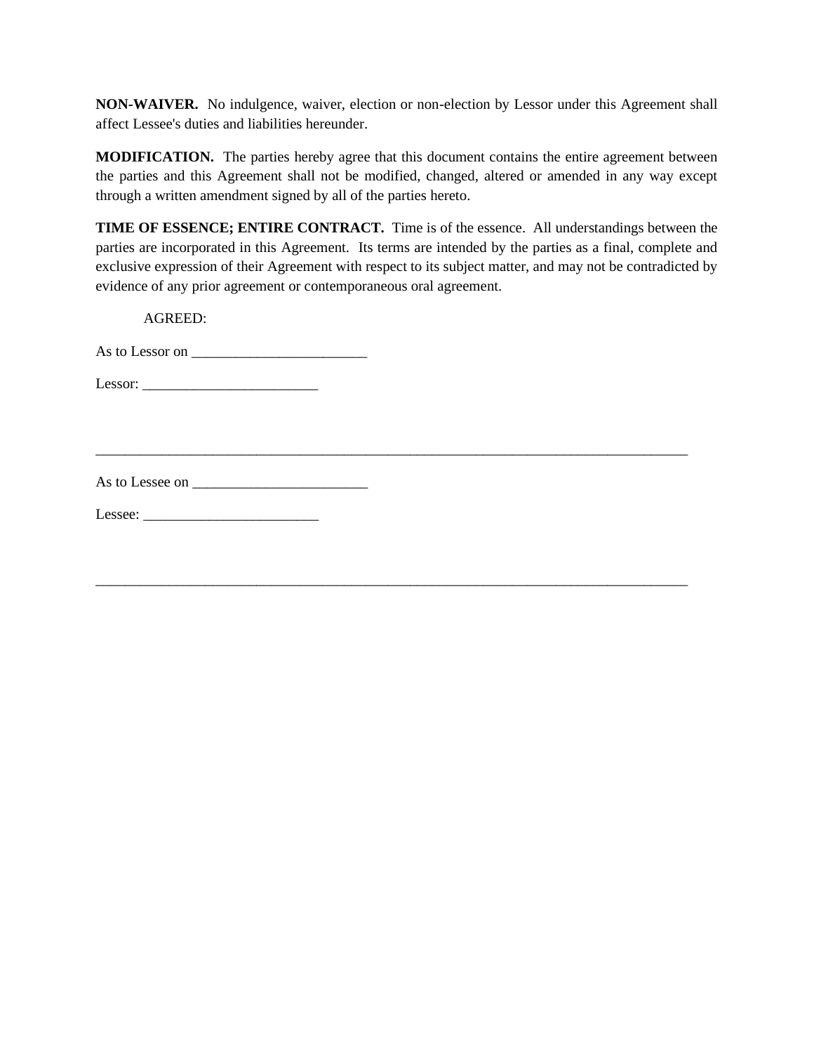**NON-WAIVER.** No indulgence, waiver, election or non-election by Lessor under this Agreement shall affect Lessee's duties and liabilities hereunder.

**MODIFICATION.** The parties hereby agree that this document contains the entire agreement between the parties and this Agreement shall not be modified, changed, altered or amended in any way except through a written amendment signed by all of the parties hereto.

**TIME OF ESSENCE; ENTIRE CONTRACT.** Time is of the essence. All understandings between the parties are incorporated in this Agreement. Its terms are intended by the parties as a final, complete and exclusive expression of their Agreement with respect to its subject matter, and may not be contradicted by evidence of any prior agreement or contemporaneous oral agreement.

AGREED:

As to Lessor on ________________________

Lessor: ________________________

_____________________________________________________________________________________

As to Lessee on ________________________

Lessee: ________________________

_____________________________________________________________________________________